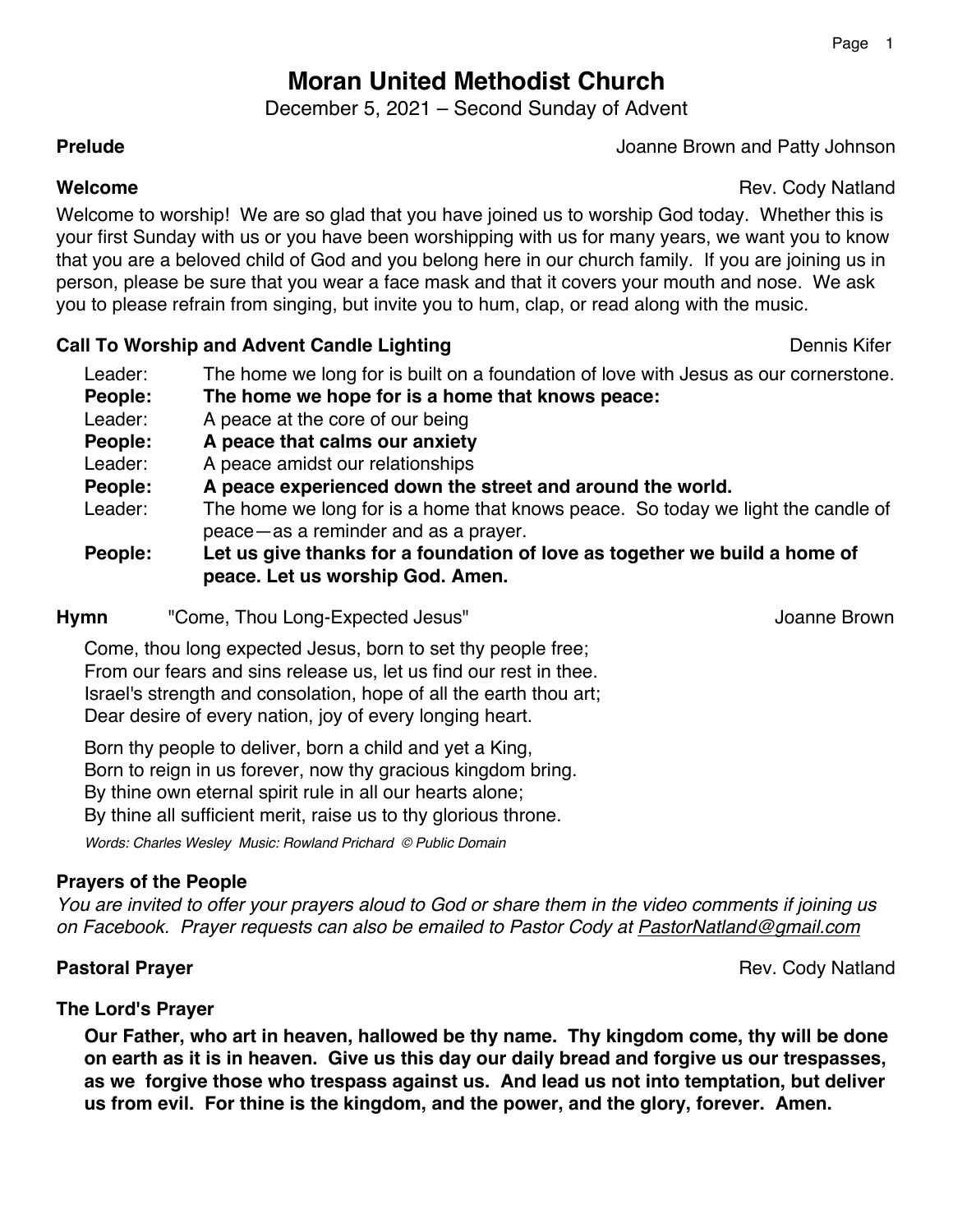# Moran United Methodist Church

December 5, 2021 – Second Sunday of Advent

**Prelude** Joanne Brown and Patty Johnson

**Welcome** Rev. Cody Natland

Welcome to worship! We are so glad that you have joined us to worship God today. Whether this is your first Sunday with us or you have been worshipping with us for many years, we want you to know that you are a beloved child of God and you belong here in our church family. If you are joining us in person, please be sure that you wear a face mask and that it covers your mouth and nose. We ask you to please refrain from singing, but invite you to hum, clap, or read along with the music.

**Call To Worship and Advent Candle Lighting** Dennis Kifer

Leader: The home we long for is built on a foundation of love with Jesus as our cornerstone.
**People: The home we hope for is a home that knows peace:**
Leader: A peace at the core of our being
**People: A peace that calms our anxiety**
Leader: A peace amidst our relationships
**People: A peace experienced down the street and around the world.**
Leader: The home we long for is a home that knows peace. So today we light the candle of peace—as a reminder and as a prayer.
**People: Let us give thanks for a foundation of love as together we build a home of peace. Let us worship God. Amen.**

**Hymn** "Come, Thou Long-Expected Jesus" Joanne Brown

Come, thou long expected Jesus, born to set thy people free;
From our fears and sins release us, let us find our rest in thee.
Israel's strength and consolation, hope of all the earth thou art;
Dear desire of every nation, joy of every longing heart.

Born thy people to deliver, born a child and yet a King,
Born to reign in us forever, now thy gracious kingdom bring.
By thine own eternal spirit rule in all our hearts alone;
By thine all sufficient merit, raise us to thy glorious throne.

*Words: Charles Wesley Music: Rowland Prichard © Public Domain*

**Prayers of the People**

*You are invited to offer your prayers aloud to God or share them in the video comments if joining us on Facebook. Prayer requests can also be emailed to Pastor Cody at PastorNatland@gmail.com*

**Pastoral Prayer** Rev. Cody Natland

**The Lord's Prayer**

**Our Father, who art in heaven, hallowed be thy name. Thy kingdom come, thy will be done on earth as it is in heaven. Give us this day our daily bread and forgive us our trespasses, as we forgive those who trespass against us. And lead us not into temptation, but deliver us from evil. For thine is the kingdom, and the power, and the glory, forever. Amen.**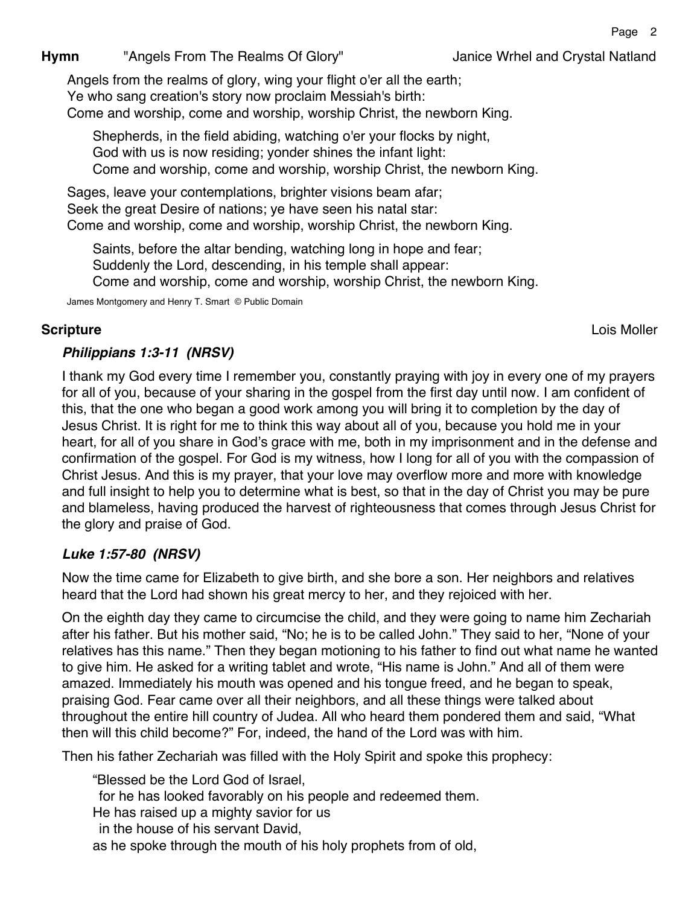**Hymn** "Angels From The Realms Of Glory" Janice Wrhel and Crystal Natland

Angels from the realms of glory, wing your flight o'er all the earth;
Ye who sang creation's story now proclaim Messiah's birth:
Come and worship, come and worship, worship Christ, the newborn King.

> Shepherds, in the field abiding, watching o'er your flocks by night,
> God with us is now residing; yonder shines the infant light:
> Come and worship, come and worship, worship Christ, the newborn King.

Sages, leave your contemplations, brighter visions beam afar;
Seek the great Desire of nations; ye have seen his natal star:
Come and worship, come and worship, worship Christ, the newborn King.

> Saints, before the altar bending, watching long in hope and fear;
> Suddenly the Lord, descending, in his temple shall appear:
> Come and worship, come and worship, worship Christ, the newborn King.

James Montgomery and Henry T. Smart © Public Domain

**Scripture** Lois Moller

***Philippians 1:3-11 (NRSV)***

I thank my God every time I remember you, constantly praying with joy in every one of my prayers for all of you, because of your sharing in the gospel from the first day until now. I am confident of this, that the one who began a good work among you will bring it to completion by the day of Jesus Christ. It is right for me to think this way about all of you, because you hold me in your heart, for all of you share in God's grace with me, both in my imprisonment and in the defense and confirmation of the gospel. For God is my witness, how I long for all of you with the compassion of Christ Jesus. And this is my prayer, that your love may overflow more and more with knowledge and full insight to help you to determine what is best, so that in the day of Christ you may be pure and blameless, having produced the harvest of righteousness that comes through Jesus Christ for the glory and praise of God.

***Luke 1:57-80 (NRSV)***

Now the time came for Elizabeth to give birth, and she bore a son. Her neighbors and relatives heard that the Lord had shown his great mercy to her, and they rejoiced with her.

On the eighth day they came to circumcise the child, and they were going to name him Zechariah after his father. But his mother said, "No; he is to be called John." They said to her, "None of your relatives has this name." Then they began motioning to his father to find out what name he wanted to give him. He asked for a writing tablet and wrote, "His name is John." And all of them were amazed. Immediately his mouth was opened and his tongue freed, and he began to speak, praising God. Fear came over all their neighbors, and all these things were talked about throughout the entire hill country of Judea. All who heard them pondered them and said, "What then will this child become?" For, indeed, the hand of the Lord was with him.

Then his father Zechariah was filled with the Holy Spirit and spoke this prophecy:

> "Blessed be the Lord God of Israel,
> for he has looked favorably on his people and redeemed them.
> He has raised up a mighty savior for us
> in the house of his servant David,
> as he spoke through the mouth of his holy prophets from of old,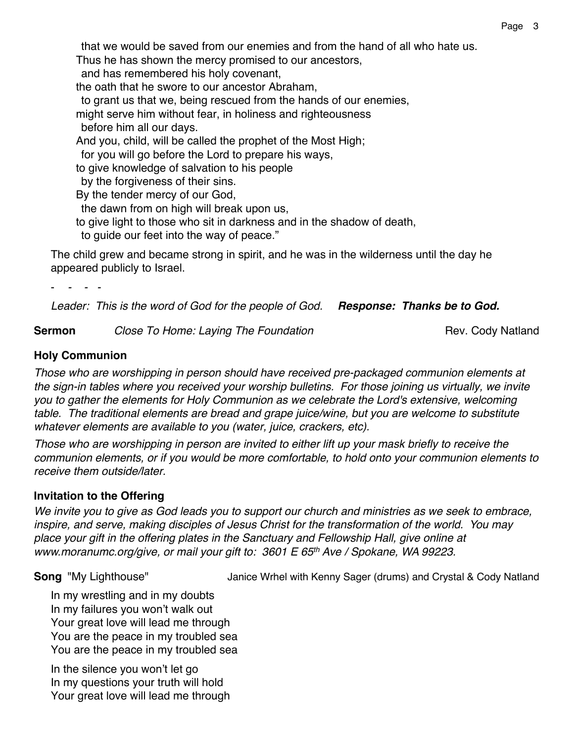that we would be saved from our enemies and from the hand of all who hate us.
Thus he has shown the mercy promised to our ancestors,
and has remembered his holy covenant,
the oath that he swore to our ancestor Abraham,
to grant us that we, being rescued from the hands of our enemies,
might serve him without fear, in holiness and righteousness
before him all our days.
And you, child, will be called the prophet of the Most High;
for you will go before the Lord to prepare his ways,
to give knowledge of salvation to his people
by the forgiveness of their sins.
By the tender mercy of our God,
the dawn from on high will break upon us,
to give light to those who sit in darkness and in the shadow of death,
to guide our feet into the way of peace."

The child grew and became strong in spirit, and he was in the wilderness until the day he appeared publicly to Israel.

\- - - -

*Leader: This is the word of God for the people of God.* ***Response: Thanks be to God.***

**Sermon** *Close To Home: Laying The Foundation* Rev. Cody Natland

**Holy Communion**

*Those who are worshipping in person should have received pre-packaged communion elements at the sign-in tables where you received your worship bulletins. For those joining us virtually, we invite you to gather the elements for Holy Communion as we celebrate the Lord's extensive, welcoming table. The traditional elements are bread and grape juice/wine, but you are welcome to substitute whatever elements are available to you (water, juice, crackers, etc).*

*Those who are worshipping in person are invited to either lift up your mask briefly to receive the communion elements, or if you would be more comfortable, to hold onto your communion elements to receive them outside/later.*

**Invitation to the Offering**

*We invite you to give as God leads you to support our church and ministries as we seek to embrace, inspire, and serve, making disciples of Jesus Christ for the transformation of the world. You may place your gift in the offering plates in the Sanctuary and Fellowship Hall, give online at www.moranumc.org/give, or mail your gift to: 3601 E 65th Ave / Spokane, WA 99223.*

**Song** "My Lighthouse" Janice Wrhel with Kenny Sager (drums) and Crystal & Cody Natland

In my wrestling and in my doubts
In my failures you won't walk out
Your great love will lead me through
You are the peace in my troubled sea
You are the peace in my troubled sea

In the silence you won't let go
In my questions your truth will hold
Your great love will lead me through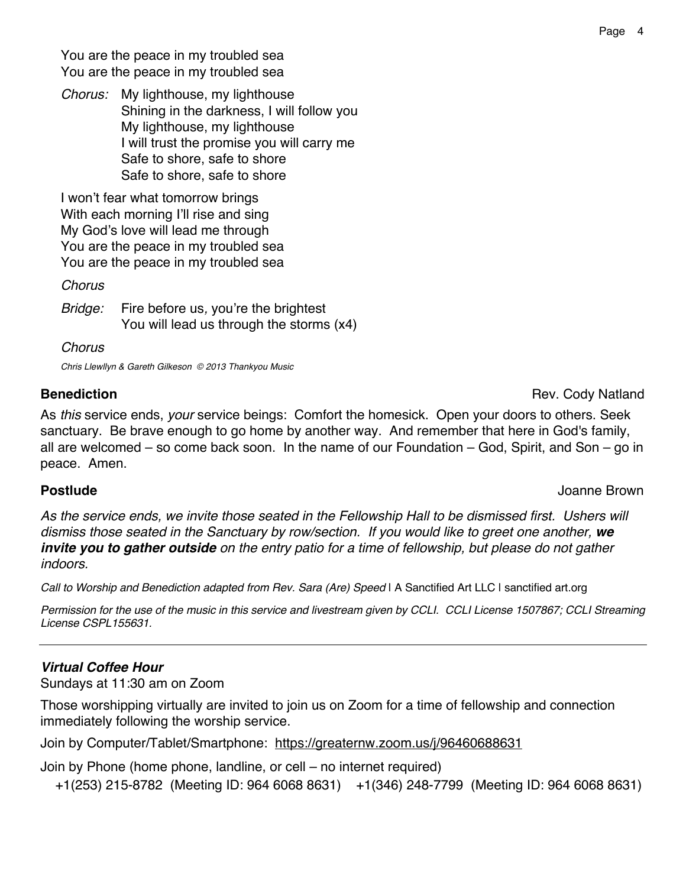You are the peace in my troubled sea
You are the peace in my troubled sea

*Chorus:* My lighthouse, my lighthouse
Shining in the darkness, I will follow you
My lighthouse, my lighthouse
I will trust the promise you will carry me
Safe to shore, safe to shore
Safe to shore, safe to shore

I won't fear what tomorrow brings
With each morning I'll rise and sing
My God's love will lead me through
You are the peace in my troubled sea
You are the peace in my troubled sea

*Chorus*

*Bridge:* Fire before us, you're the brightest
You will lead us through the storms (x4)

*Chorus*

*Chris Llewllyn & Gareth Gilkeson © 2013 Thankyou Music*

**Benediction** Rev. Cody Natland

As *this* service ends, *your* service beings: Comfort the homesick. Open your doors to others. Seek sanctuary. Be brave enough to go home by another way. And remember that here in God's family, all are welcomed – so come back soon. In the name of our Foundation – God, Spirit, and Son – go in peace. Amen.

**Postlude** Joanne Brown

*As the service ends, we invite those seated in the Fellowship Hall to be dismissed first. Ushers will dismiss those seated in the Sanctuary by row/section. If you would like to greet one another,* ***we invite you to gather outside*** *on the entry patio for a time of fellowship, but please do not gather indoors.*

*Call to Worship and Benediction adapted from Rev. Sara (Are) Speed* | A Sanctified Art LLC | sanctified art.org

*Permission for the use of the music in this service and livestream given by CCLI. CCLI License 1507867; CCLI Streaming License CSPL155631.*

---

***Virtual Coffee Hour***

Sundays at 11:30 am on Zoom

Those worshipping virtually are invited to join us on Zoom for a time of fellowship and connection immediately following the worship service.

Join by Computer/Tablet/Smartphone: https://greaternw.zoom.us/j/96460688631

Join by Phone (home phone, landline, or cell – no internet required)

+1(253) 215-8782 (Meeting ID: 964 6068 8631) +1(346) 248-7799 (Meeting ID: 964 6068 8631)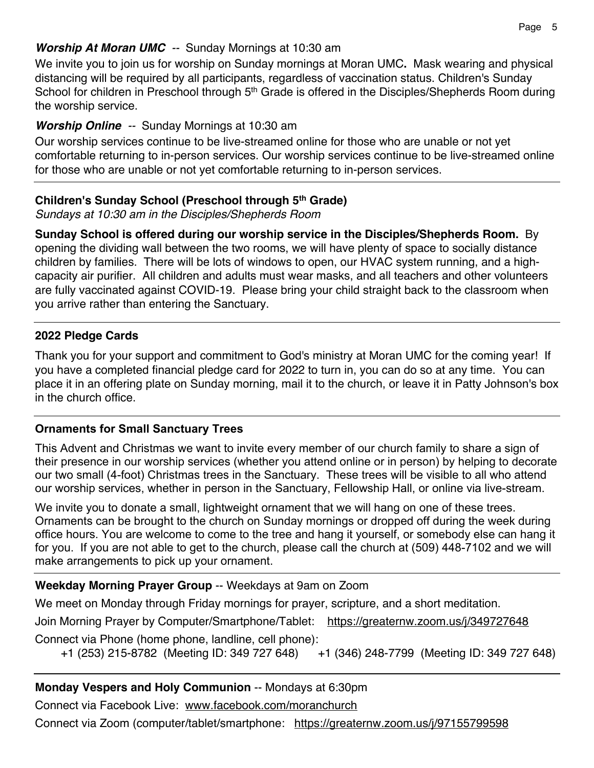***Worship At Moran UMC*** -- Sunday Mornings at 10:30 am

We invite you to join us for worship on Sunday mornings at Moran UMC**.** Mask wearing and physical distancing will be required by all participants, regardless of vaccination status. Children's Sunday School for children in Preschool through 5th Grade is offered in the Disciples/Shepherds Room during the worship service.

***Worship Online*** -- Sunday Mornings at 10:30 am

Our worship services continue to be live-streamed online for those who are unable or not yet comfortable returning to in-person services. Our worship services continue to be live-streamed online for those who are unable or not yet comfortable returning to in-person services.

---

**Children's Sunday School (Preschool through 5th Grade)**

*Sundays at 10:30 am in the Disciples/Shepherds Room*

**Sunday School is offered during our worship service in the Disciples/Shepherds Room.** By opening the dividing wall between the two rooms, we will have plenty of space to socially distance children by families. There will be lots of windows to open, our HVAC system running, and a high-capacity air purifier. All children and adults must wear masks, and all teachers and other volunteers are fully vaccinated against COVID-19. Please bring your child straight back to the classroom when you arrive rather than entering the Sanctuary.

---

**2022 Pledge Cards**

Thank you for your support and commitment to God's ministry at Moran UMC for the coming year! If you have a completed financial pledge card for 2022 to turn in, you can do so at any time. You can place it in an offering plate on Sunday morning, mail it to the church, or leave it in Patty Johnson's box in the church office.

---

**Ornaments for Small Sanctuary Trees**

This Advent and Christmas we want to invite every member of our church family to share a sign of their presence in our worship services (whether you attend online or in person) by helping to decorate our two small (4-foot) Christmas trees in the Sanctuary. These trees will be visible to all who attend our worship services, whether in person in the Sanctuary, Fellowship Hall, or online via live-stream.

We invite you to donate a small, lightweight ornament that we will hang on one of these trees. Ornaments can be brought to the church on Sunday mornings or dropped off during the week during office hours. You are welcome to come to the tree and hang it yourself, or somebody else can hang it for you. If you are not able to get to the church, please call the church at (509) 448-7102 and we will make arrangements to pick up your ornament.

---

**Weekday Morning Prayer Group** -- Weekdays at 9am on Zoom

We meet on Monday through Friday mornings for prayer, scripture, and a short meditation.

Join Morning Prayer by Computer/Smartphone/Tablet: https://greaternw.zoom.us/j/349727648

Connect via Phone (home phone, landline, cell phone):
+1 (253) 215-8782 (Meeting ID: 349 727 648) +1 (346) 248-7799 (Meeting ID: 349 727 648)

---

**Monday Vespers and Holy Communion** -- Mondays at 6:30pm

Connect via Facebook Live: www.facebook.com/moranchurch

Connect via Zoom (computer/tablet/smartphone: https://greaternw.zoom.us/j/97155799598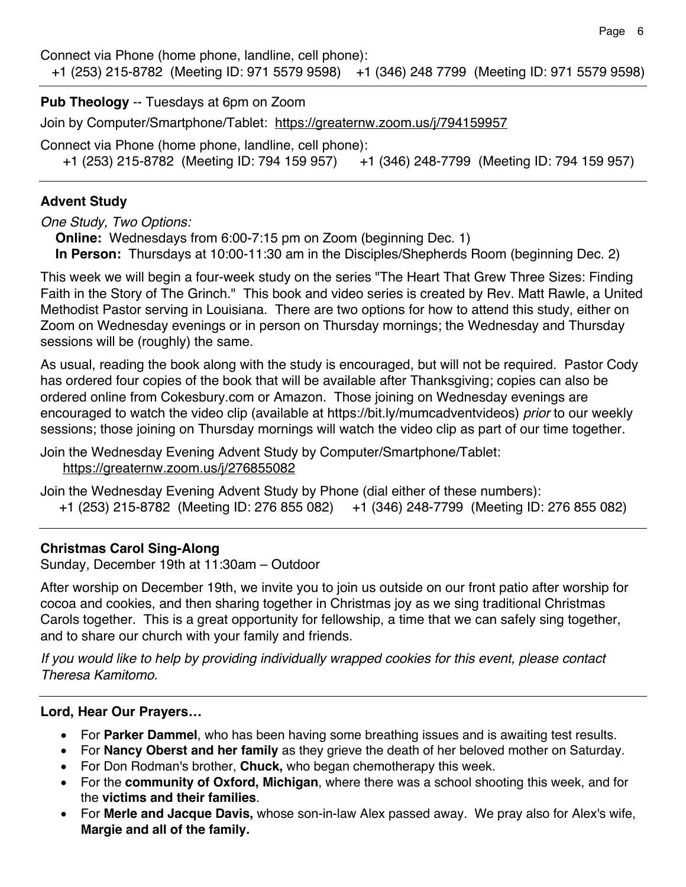Connect via Phone (home phone, landline, cell phone):
+1 (253) 215-8782 (Meeting ID: 971 5579 9598) +1 (346) 248 7799 (Meeting ID: 971 5579 9598)

---

**Pub Theology** -- Tuesdays at 6pm on Zoom

Join by Computer/Smartphone/Tablet: https://greaternw.zoom.us/j/794159957

Connect via Phone (home phone, landline, cell phone):
+1 (253) 215-8782 (Meeting ID: 794 159 957) +1 (346) 248-7799 (Meeting ID: 794 159 957)

---

**Advent Study**

*One Study, Two Options:*
**Online:** Wednesdays from 6:00-7:15 pm on Zoom (beginning Dec. 1)
**In Person:** Thursdays at 10:00-11:30 am in the Disciples/Shepherds Room (beginning Dec. 2)

This week we will begin a four-week study on the series "The Heart That Grew Three Sizes: Finding Faith in the Story of The Grinch." This book and video series is created by Rev. Matt Rawle, a United Methodist Pastor serving in Louisiana. There are two options for how to attend this study, either on Zoom on Wednesday evenings or in person on Thursday mornings; the Wednesday and Thursday sessions will be (roughly) the same.

As usual, reading the book along with the study is encouraged, but will not be required. Pastor Cody has ordered four copies of the book that will be available after Thanksgiving; copies can also be ordered online from Cokesbury.com or Amazon. Those joining on Wednesday evenings are encouraged to watch the video clip (available at https://bit.ly/mumcadventvideos) *prior* to our weekly sessions; those joining on Thursday mornings will watch the video clip as part of our time together.

Join the Wednesday Evening Advent Study by Computer/Smartphone/Tablet:
https://greaternw.zoom.us/j/276855082

Join the Wednesday Evening Advent Study by Phone (dial either of these numbers):
+1 (253) 215-8782 (Meeting ID: 276 855 082) +1 (346) 248-7799 (Meeting ID: 276 855 082)

---

**Christmas Carol Sing-Along**
Sunday, December 19th at 11:30am – Outdoor

After worship on December 19th, we invite you to join us outside on our front patio after worship for cocoa and cookies, and then sharing together in Christmas joy as we sing traditional Christmas Carols together. This is a great opportunity for fellowship, a time that we can safely sing together, and to share our church with your family and friends.

*If you would like to help by providing individually wrapped cookies for this event, please contact Theresa Kamitomo.*

---

**Lord, Hear Our Prayers…**

- For **Parker Dammel**, who has been having some breathing issues and is awaiting test results.
- For **Nancy Oberst and her family** as they grieve the death of her beloved mother on Saturday.
- For Don Rodman's brother, **Chuck,** who began chemotherapy this week.
- For the **community of Oxford, Michigan**, where there was a school shooting this week, and for the **victims and their families**.
- For **Merle and Jacque Davis,** whose son-in-law Alex passed away. We pray also for Alex's wife, **Margie and all of the family.**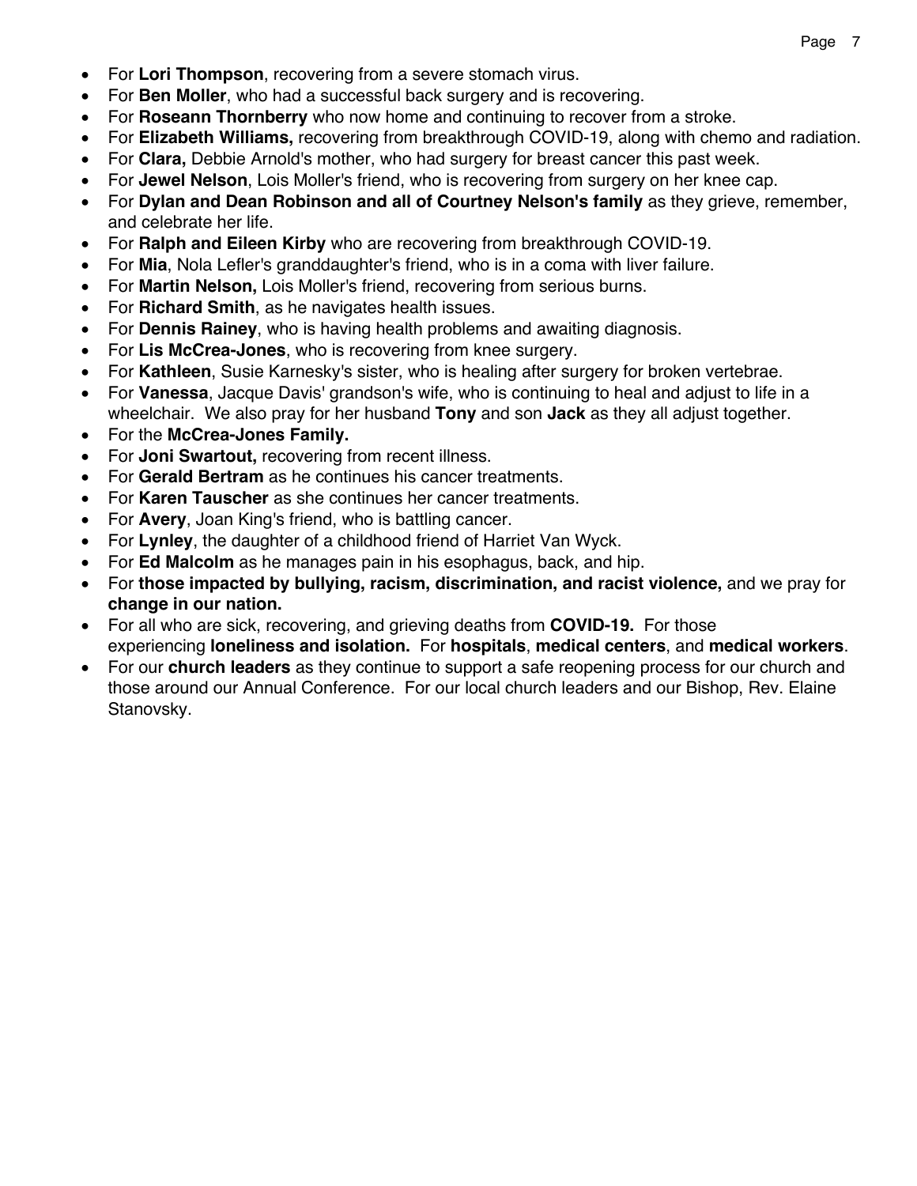- For **Lori Thompson**, recovering from a severe stomach virus.
- For **Ben Moller**, who had a successful back surgery and is recovering.
- For **Roseann Thornberry** who now home and continuing to recover from a stroke.
- For **Elizabeth Williams,** recovering from breakthrough COVID-19, along with chemo and radiation.
- For **Clara,** Debbie Arnold's mother, who had surgery for breast cancer this past week.
- For **Jewel Nelson**, Lois Moller's friend, who is recovering from surgery on her knee cap.
- For **Dylan and Dean Robinson and all of Courtney Nelson's family** as they grieve, remember, and celebrate her life.
- For **Ralph and Eileen Kirby** who are recovering from breakthrough COVID-19.
- For **Mia**, Nola Lefler's granddaughter's friend, who is in a coma with liver failure.
- For **Martin Nelson,** Lois Moller's friend, recovering from serious burns.
- For **Richard Smith**, as he navigates health issues.
- For **Dennis Rainey**, who is having health problems and awaiting diagnosis.
- For **Lis McCrea-Jones**, who is recovering from knee surgery.
- For **Kathleen**, Susie Karnesky's sister, who is healing after surgery for broken vertebrae.
- For **Vanessa**, Jacque Davis' grandson's wife, who is continuing to heal and adjust to life in a wheelchair. We also pray for her husband **Tony** and son **Jack** as they all adjust together.
- For the **McCrea-Jones Family.**
- For **Joni Swartout,** recovering from recent illness.
- For **Gerald Bertram** as he continues his cancer treatments.
- For **Karen Tauscher** as she continues her cancer treatments.
- For **Avery**, Joan King's friend, who is battling cancer.
- For **Lynley**, the daughter of a childhood friend of Harriet Van Wyck.
- For **Ed Malcolm** as he manages pain in his esophagus, back, and hip.
- For **those impacted by bullying, racism, discrimination, and racist violence,** and we pray for **change in our nation.**
- For all who are sick, recovering, and grieving deaths from **COVID-19.** For those experiencing **loneliness and isolation.** For **hospitals**, **medical centers**, and **medical workers**.
- For our **church leaders** as they continue to support a safe reopening process for our church and those around our Annual Conference. For our local church leaders and our Bishop, Rev. Elaine Stanovsky.